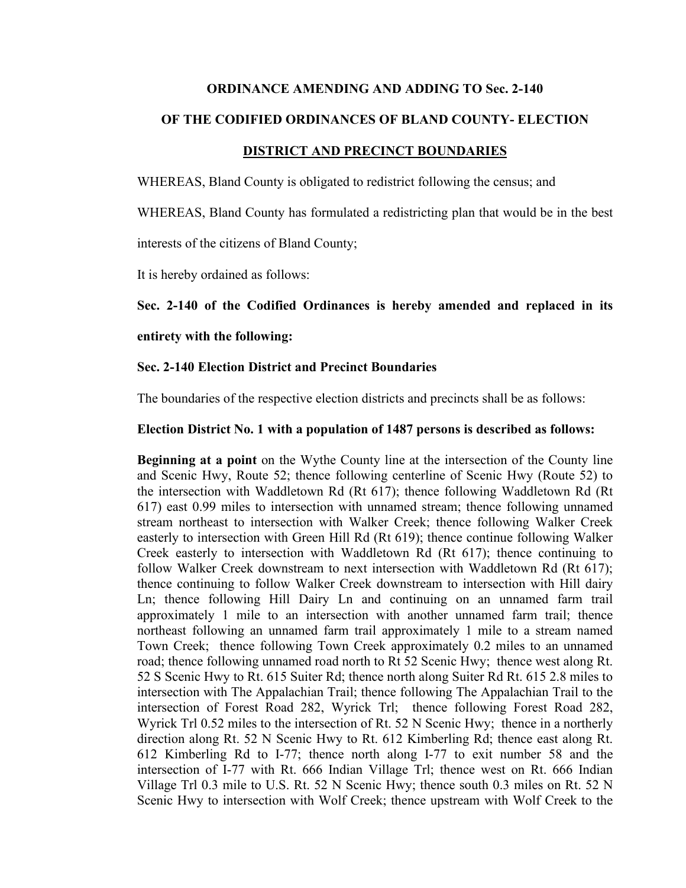**ORDINANCE AMENDING AND ADDING TO Sec. 2-140**

**OF THE CODIFIED ORDINANCES OF BLAND COUNTY- ELECTION**

**DISTRICT AND PRECINCT BOUNDARIES**

WHEREAS, Bland County is obligated to redistrict following the census; and

WHEREAS, Bland County has formulated a redistricting plan that would be in the best interests of the citizens of Bland County;

It is hereby ordained as follows:

**Sec. 2-140 of the Codified Ordinances is hereby amended and replaced in its entirety with the following:**

**Sec. 2-140 Election District and Precinct Boundaries**

The boundaries of the respective election districts and precincts shall be as follows:

**Election District No. 1 with a population of 1487 persons is described as follows:**

**Beginning at a point** on the Wythe County line at the intersection of the County line and Scenic Hwy, Route 52; thence following centerline of Scenic Hwy (Route 52) to the intersection with Waddletown Rd (Rt 617); thence following Waddletown Rd (Rt 617) east 0.99 miles to intersection with unnamed stream; thence following unnamed stream northeast to intersection with Walker Creek; thence following Walker Creek easterly to intersection with Green Hill Rd (Rt 619); thence continue following Walker Creek easterly to intersection with Waddletown Rd (Rt 617); thence continuing to follow Walker Creek downstream to next intersection with Waddletown Rd (Rt 617); thence continuing to follow Walker Creek downstream to intersection with Hill dairy Ln; thence following Hill Dairy Ln and continuing on an unnamed farm trail approximately 1 mile to an intersection with another unnamed farm trail; thence northeast following an unnamed farm trail approximately 1 mile to a stream named Town Creek; thence following Town Creek approximately 0.2 miles to an unnamed road; thence following unnamed road north to Rt 52 Scenic Hwy; thence west along Rt. 52 S Scenic Hwy to Rt. 615 Suiter Rd; thence north along Suiter Rd Rt. 615 2.8 miles to intersection with The Appalachian Trail; thence following The Appalachian Trail to the intersection of Forest Road 282, Wyrick Trl; thence following Forest Road 282, Wyrick Trl 0.52 miles to the intersection of Rt. 52 N Scenic Hwy; thence in a northerly direction along Rt. 52 N Scenic Hwy to Rt. 612 Kimberling Rd; thence east along Rt. 612 Kimberling Rd to I-77; thence north along I-77 to exit number 58 and the intersection of I-77 with Rt. 666 Indian Village Trl; thence west on Rt. 666 Indian Village Trl 0.3 mile to U.S. Rt. 52 N Scenic Hwy; thence south 0.3 miles on Rt. 52 N Scenic Hwy to intersection with Wolf Creek; thence upstream with Wolf Creek to the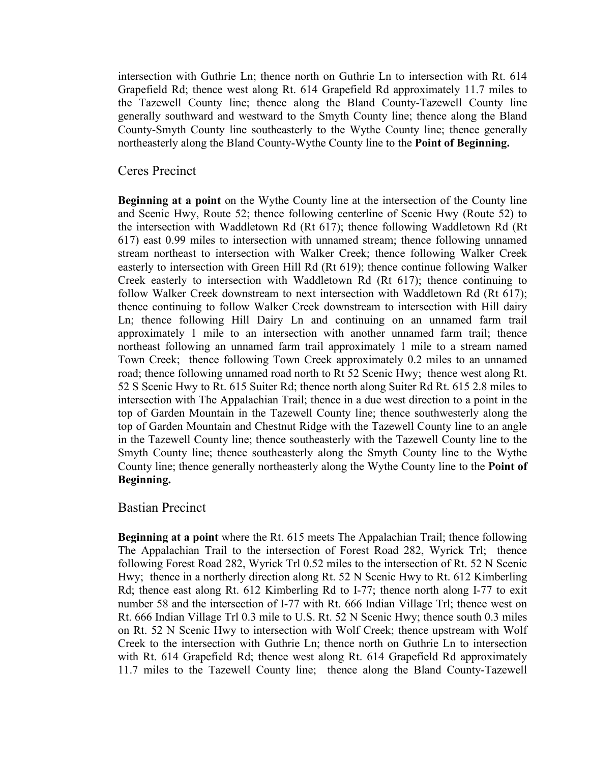intersection with Guthrie Ln; thence north on Guthrie Ln to intersection with Rt. 614 Grapefield Rd; thence west along Rt. 614 Grapefield Rd approximately 11.7 miles to the Tazewell County line; thence along the Bland County-Tazewell County line generally southward and westward to the Smyth County line; thence along the Bland County-Smyth County line southeasterly to the Wythe County line; thence generally northeasterly along the Bland County-Wythe County line to the **Point of Beginning.**

## Ceres Precinct

**Beginning at a point** on the Wythe County line at the intersection of the County line and Scenic Hwy, Route 52; thence following centerline of Scenic Hwy (Route 52) to the intersection with Waddletown Rd (Rt 617); thence following Waddletown Rd (Rt 617) east 0.99 miles to intersection with unnamed stream; thence following unnamed stream northeast to intersection with Walker Creek; thence following Walker Creek easterly to intersection with Green Hill Rd (Rt 619); thence continue following Walker Creek easterly to intersection with Waddletown Rd (Rt 617); thence continuing to follow Walker Creek downstream to next intersection with Waddletown Rd (Rt 617); thence continuing to follow Walker Creek downstream to intersection with Hill dairy Ln; thence following Hill Dairy Ln and continuing on an unnamed farm trail approximately 1 mile to an intersection with another unnamed farm trail; thence northeast following an unnamed farm trail approximately 1 mile to a stream named Town Creek; thence following Town Creek approximately 0.2 miles to an unnamed road; thence following unnamed road north to Rt 52 Scenic Hwy; thence west along Rt. 52 S Scenic Hwy to Rt. 615 Suiter Rd; thence north along Suiter Rd Rt. 615 2.8 miles to intersection with The Appalachian Trail; thence in a due west direction to a point in the top of Garden Mountain in the Tazewell County line; thence southwesterly along the top of Garden Mountain and Chestnut Ridge with the Tazewell County line to an angle in the Tazewell County line; thence southeasterly with the Tazewell County line to the Smyth County line; thence southeasterly along the Smyth County line to the Wythe County line; thence generally northeasterly along the Wythe County line to the **Point of Beginning.**

## Bastian Precinct

**Beginning at a point** where the Rt. 615 meets The Appalachian Trail; thence following The Appalachian Trail to the intersection of Forest Road 282, Wyrick Trl; thence following Forest Road 282, Wyrick Trl 0.52 miles to the intersection of Rt. 52 N Scenic Hwy; thence in a northerly direction along Rt. 52 N Scenic Hwy to Rt. 612 Kimberling Rd; thence east along Rt. 612 Kimberling Rd to I-77; thence north along I-77 to exit number 58 and the intersection of I-77 with Rt. 666 Indian Village Trl; thence west on Rt. 666 Indian Village Trl 0.3 mile to U.S. Rt. 52 N Scenic Hwy; thence south 0.3 miles on Rt. 52 N Scenic Hwy to intersection with Wolf Creek; thence upstream with Wolf Creek to the intersection with Guthrie Ln; thence north on Guthrie Ln to intersection with Rt. 614 Grapefield Rd; thence west along Rt. 614 Grapefield Rd approximately 11.7 miles to the Tazewell County line; thence along the Bland County-Tazewell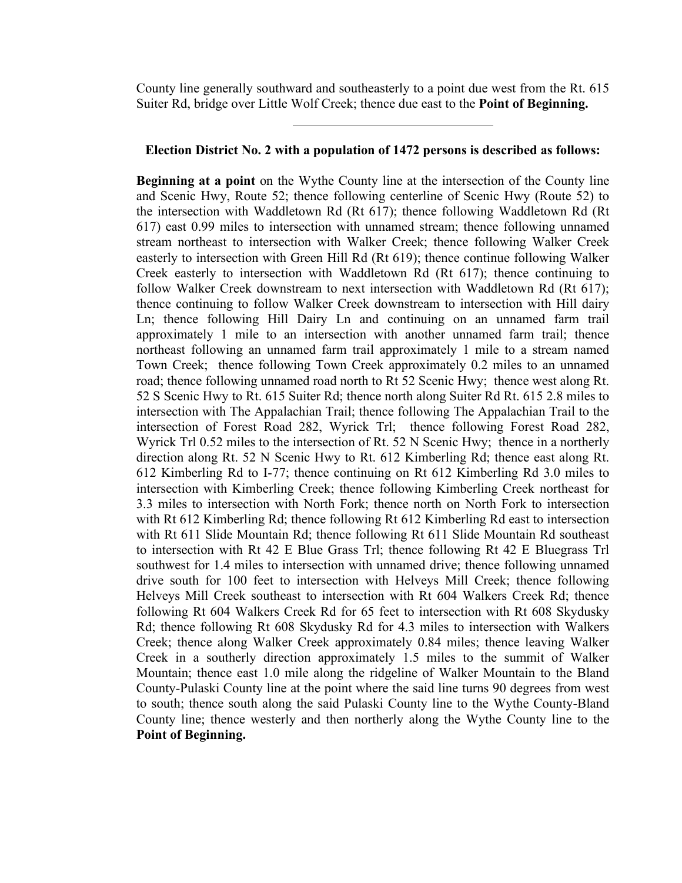County line generally southward and southeasterly to a point due west from the Rt. 615 Suiter Rd, bridge over Little Wolf Creek; thence due east to the **Point of Beginning.**

---

**Election District No. 2 with a population of 1472 persons is described as follows:**

**Beginning at a point** on the Wythe County line at the intersection of the County line and Scenic Hwy, Route 52; thence following centerline of Scenic Hwy (Route 52) to the intersection with Waddletown Rd (Rt 617); thence following Waddletown Rd (Rt 617) east 0.99 miles to intersection with unnamed stream; thence following unnamed stream northeast to intersection with Walker Creek; thence following Walker Creek easterly to intersection with Green Hill Rd (Rt 619); thence continue following Walker Creek easterly to intersection with Waddletown Rd (Rt 617); thence continuing to follow Walker Creek downstream to next intersection with Waddletown Rd (Rt 617); thence continuing to follow Walker Creek downstream to intersection with Hill dairy Ln; thence following Hill Dairy Ln and continuing on an unnamed farm trail approximately 1 mile to an intersection with another unnamed farm trail; thence northeast following an unnamed farm trail approximately 1 mile to a stream named Town Creek; thence following Town Creek approximately 0.2 miles to an unnamed road; thence following unnamed road north to Rt 52 Scenic Hwy; thence west along Rt. 52 S Scenic Hwy to Rt. 615 Suiter Rd; thence north along Suiter Rd Rt. 615 2.8 miles to intersection with The Appalachian Trail; thence following The Appalachian Trail to the intersection of Forest Road 282, Wyrick Trl; thence following Forest Road 282, Wyrick Trl 0.52 miles to the intersection of Rt. 52 N Scenic Hwy; thence in a northerly direction along Rt. 52 N Scenic Hwy to Rt. 612 Kimberling Rd; thence east along Rt. 612 Kimberling Rd to I-77; thence continuing on Rt 612 Kimberling Rd 3.0 miles to intersection with Kimberling Creek; thence following Kimberling Creek northeast for 3.3 miles to intersection with North Fork; thence north on North Fork to intersection with Rt 612 Kimberling Rd; thence following Rt 612 Kimberling Rd east to intersection with Rt 611 Slide Mountain Rd; thence following Rt 611 Slide Mountain Rd southeast to intersection with Rt 42 E Blue Grass Trl; thence following Rt 42 E Bluegrass Trl southwest for 1.4 miles to intersection with unnamed drive; thence following unnamed drive south for 100 feet to intersection with Helveys Mill Creek; thence following Helveys Mill Creek southeast to intersection with Rt 604 Walkers Creek Rd; thence following Rt 604 Walkers Creek Rd for 65 feet to intersection with Rt 608 Skydusky Rd; thence following Rt 608 Skydusky Rd for 4.3 miles to intersection with Walkers Creek; thence along Walker Creek approximately 0.84 miles; thence leaving Walker Creek in a southerly direction approximately 1.5 miles to the summit of Walker Mountain; thence east 1.0 mile along the ridgeline of Walker Mountain to the Bland County-Pulaski County line at the point where the said line turns 90 degrees from west to south; thence south along the said Pulaski County line to the Wythe County-Bland County line; thence westerly and then northerly along the Wythe County line to the **Point of Beginning.**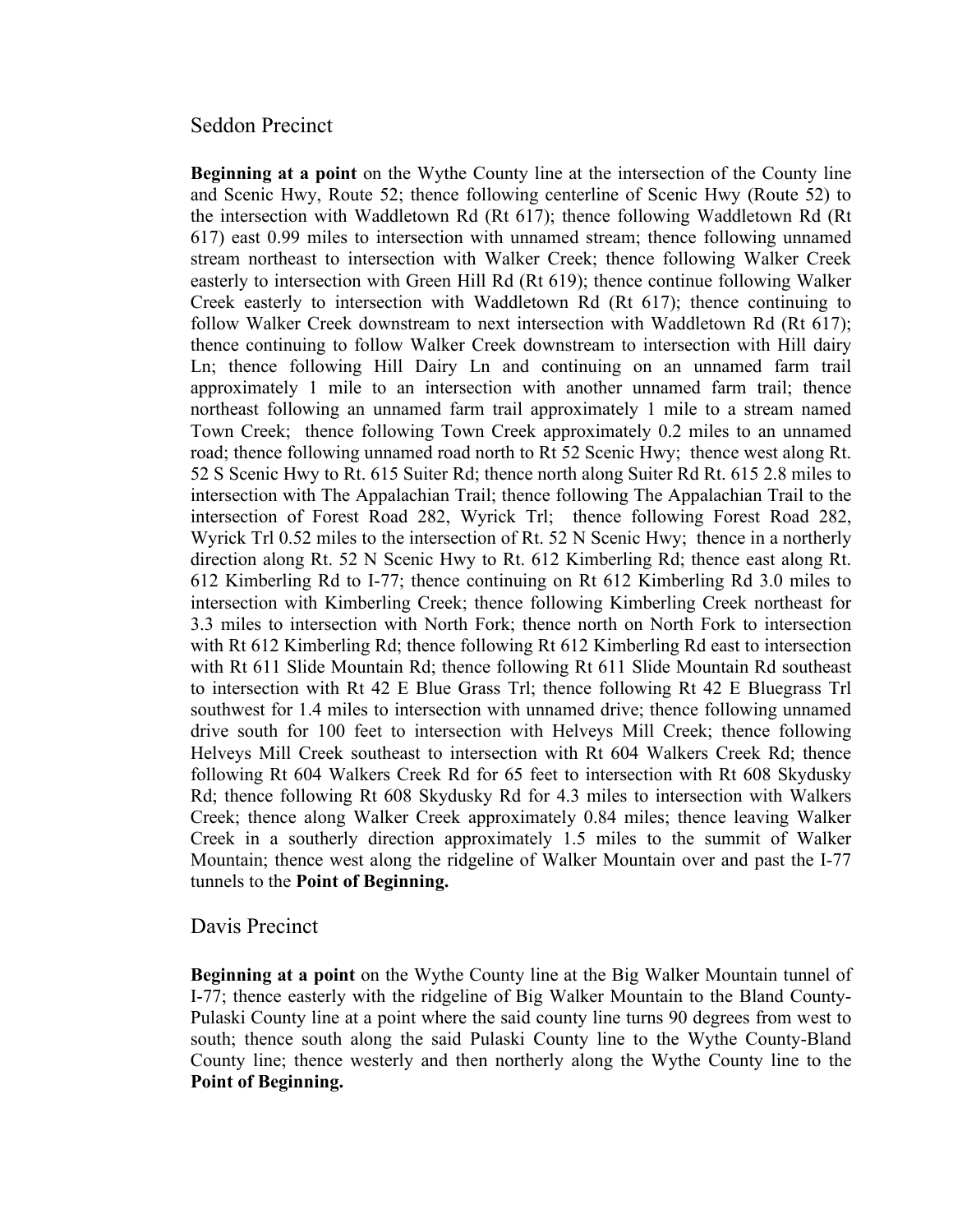## Seddon Precinct

**Beginning at a point** on the Wythe County line at the intersection of the County line and Scenic Hwy, Route 52; thence following centerline of Scenic Hwy (Route 52) to the intersection with Waddletown Rd (Rt 617); thence following Waddletown Rd (Rt 617) east 0.99 miles to intersection with unnamed stream; thence following unnamed stream northeast to intersection with Walker Creek; thence following Walker Creek easterly to intersection with Green Hill Rd (Rt 619); thence continue following Walker Creek easterly to intersection with Waddletown Rd (Rt 617); thence continuing to follow Walker Creek downstream to next intersection with Waddletown Rd (Rt 617); thence continuing to follow Walker Creek downstream to intersection with Hill dairy Ln; thence following Hill Dairy Ln and continuing on an unnamed farm trail approximately 1 mile to an intersection with another unnamed farm trail; thence northeast following an unnamed farm trail approximately 1 mile to a stream named Town Creek; thence following Town Creek approximately 0.2 miles to an unnamed road; thence following unnamed road north to Rt 52 Scenic Hwy; thence west along Rt. 52 S Scenic Hwy to Rt. 615 Suiter Rd; thence north along Suiter Rd Rt. 615 2.8 miles to intersection with The Appalachian Trail; thence following The Appalachian Trail to the intersection of Forest Road 282, Wyrick Trl; thence following Forest Road 282, Wyrick Trl 0.52 miles to the intersection of Rt. 52 N Scenic Hwy; thence in a northerly direction along Rt. 52 N Scenic Hwy to Rt. 612 Kimberling Rd; thence east along Rt. 612 Kimberling Rd to I-77; thence continuing on Rt 612 Kimberling Rd 3.0 miles to intersection with Kimberling Creek; thence following Kimberling Creek northeast for 3.3 miles to intersection with North Fork; thence north on North Fork to intersection with Rt 612 Kimberling Rd; thence following Rt 612 Kimberling Rd east to intersection with Rt 611 Slide Mountain Rd; thence following Rt 611 Slide Mountain Rd southeast to intersection with Rt 42 E Blue Grass Trl; thence following Rt 42 E Bluegrass Trl southwest for 1.4 miles to intersection with unnamed drive; thence following unnamed drive south for 100 feet to intersection with Helveys Mill Creek; thence following Helveys Mill Creek southeast to intersection with Rt 604 Walkers Creek Rd; thence following Rt 604 Walkers Creek Rd for 65 feet to intersection with Rt 608 Skydusky Rd; thence following Rt 608 Skydusky Rd for 4.3 miles to intersection with Walkers Creek; thence along Walker Creek approximately 0.84 miles; thence leaving Walker Creek in a southerly direction approximately 1.5 miles to the summit of Walker Mountain; thence west along the ridgeline of Walker Mountain over and past the I-77 tunnels to the **Point of Beginning.**

## Davis Precinct

**Beginning at a point** on the Wythe County line at the Big Walker Mountain tunnel of I-77; thence easterly with the ridgeline of Big Walker Mountain to the Bland County-Pulaski County line at a point where the said county line turns 90 degrees from west to south; thence south along the said Pulaski County line to the Wythe County-Bland County line; thence westerly and then northerly along the Wythe County line to the **Point of Beginning.**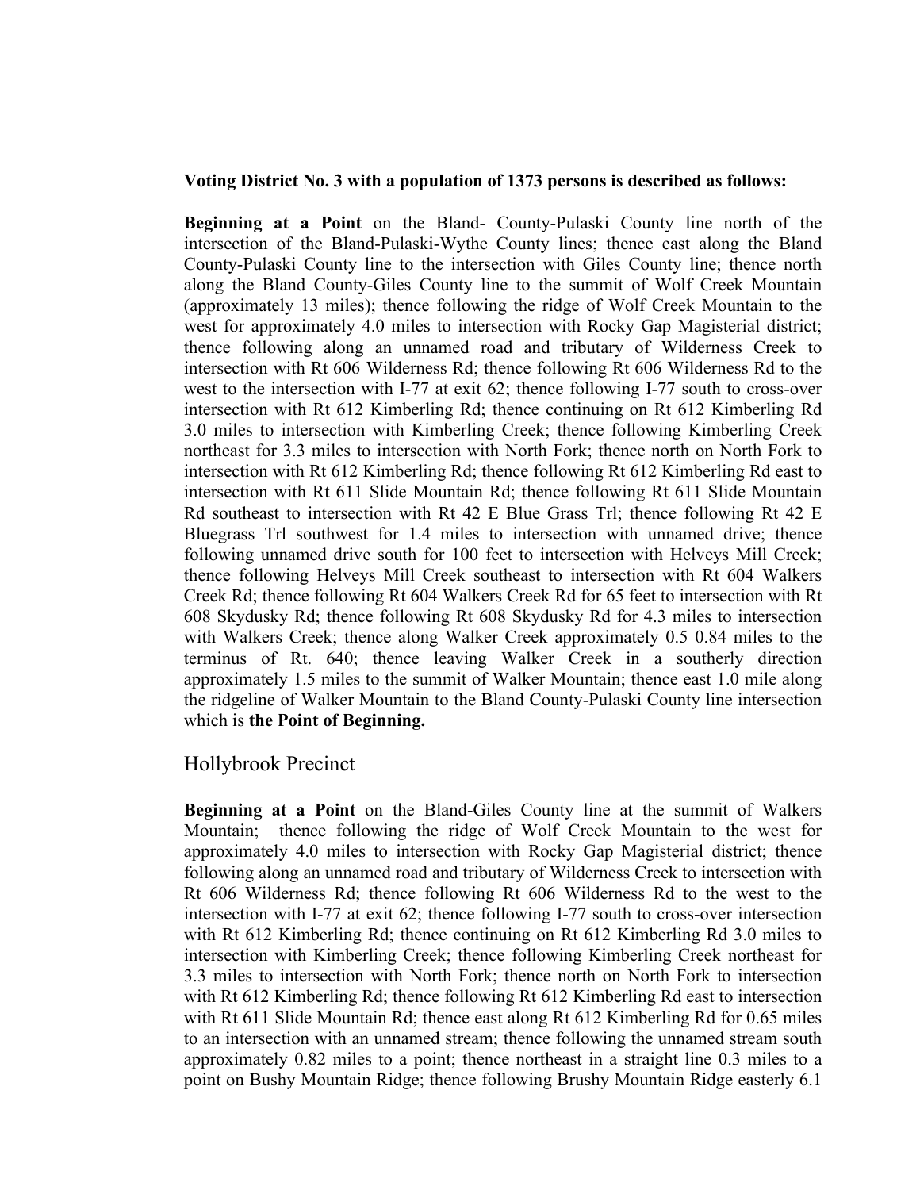---

**Voting District No. 3 with a population of 1373 persons is described as follows:**

**Beginning at a Point** on the Bland- County-Pulaski County line north of the intersection of the Bland-Pulaski-Wythe County lines; thence east along the Bland County-Pulaski County line to the intersection with Giles County line; thence north along the Bland County-Giles County line to the summit of Wolf Creek Mountain (approximately 13 miles); thence following the ridge of Wolf Creek Mountain to the west for approximately 4.0 miles to intersection with Rocky Gap Magisterial district; thence following along an unnamed road and tributary of Wilderness Creek to intersection with Rt 606 Wilderness Rd; thence following Rt 606 Wilderness Rd to the west to the intersection with I-77 at exit 62; thence following I-77 south to cross-over intersection with Rt 612 Kimberling Rd; thence continuing on Rt 612 Kimberling Rd 3.0 miles to intersection with Kimberling Creek; thence following Kimberling Creek northeast for 3.3 miles to intersection with North Fork; thence north on North Fork to intersection with Rt 612 Kimberling Rd; thence following Rt 612 Kimberling Rd east to intersection with Rt 611 Slide Mountain Rd; thence following Rt 611 Slide Mountain Rd southeast to intersection with Rt 42 E Blue Grass Trl; thence following Rt 42 E Bluegrass Trl southwest for 1.4 miles to intersection with unnamed drive; thence following unnamed drive south for 100 feet to intersection with Helveys Mill Creek; thence following Helveys Mill Creek southeast to intersection with Rt 604 Walkers Creek Rd; thence following Rt 604 Walkers Creek Rd for 65 feet to intersection with Rt 608 Skydusky Rd; thence following Rt 608 Skydusky Rd for 4.3 miles to intersection with Walkers Creek; thence along Walker Creek approximately 0.5 0.84 miles to the terminus of Rt. 640; thence leaving Walker Creek in a southerly direction approximately 1.5 miles to the summit of Walker Mountain; thence east 1.0 mile along the ridgeline of Walker Mountain to the Bland County-Pulaski County line intersection which is **the Point of Beginning.**

## Hollybrook Precinct

**Beginning at a Point** on the Bland-Giles County line at the summit of Walkers Mountain; thence following the ridge of Wolf Creek Mountain to the west for approximately 4.0 miles to intersection with Rocky Gap Magisterial district; thence following along an unnamed road and tributary of Wilderness Creek to intersection with Rt 606 Wilderness Rd; thence following Rt 606 Wilderness Rd to the west to the intersection with I-77 at exit 62; thence following I-77 south to cross-over intersection with Rt 612 Kimberling Rd; thence continuing on Rt 612 Kimberling Rd 3.0 miles to intersection with Kimberling Creek; thence following Kimberling Creek northeast for 3.3 miles to intersection with North Fork; thence north on North Fork to intersection with Rt 612 Kimberling Rd; thence following Rt 612 Kimberling Rd east to intersection with Rt 611 Slide Mountain Rd; thence east along Rt 612 Kimberling Rd for 0.65 miles to an intersection with an unnamed stream; thence following the unnamed stream south approximately 0.82 miles to a point; thence northeast in a straight line 0.3 miles to a point on Bushy Mountain Ridge; thence following Brushy Mountain Ridge easterly 6.1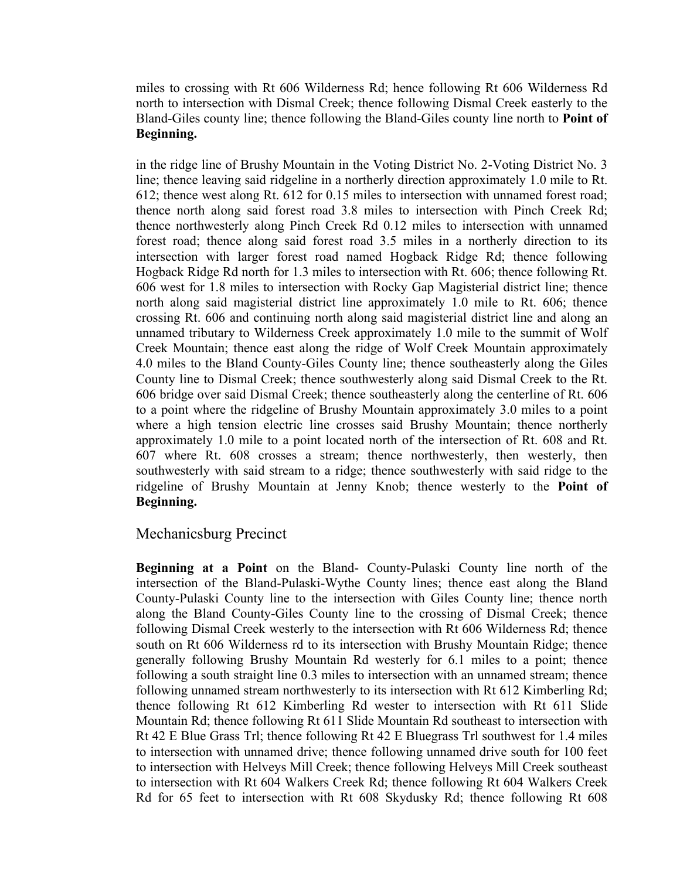miles to crossing with Rt 606 Wilderness Rd; hence following Rt 606 Wilderness Rd north to intersection with Dismal Creek; thence following Dismal Creek easterly to the Bland-Giles county line; thence following the Bland-Giles county line north to **Point of Beginning.**

in the ridge line of Brushy Mountain in the Voting District No. 2-Voting District No. 3 line; thence leaving said ridgeline in a northerly direction approximately 1.0 mile to Rt. 612; thence west along Rt. 612 for 0.15 miles to intersection with unnamed forest road; thence north along said forest road 3.8 miles to intersection with Pinch Creek Rd; thence northwesterly along Pinch Creek Rd 0.12 miles to intersection with unnamed forest road; thence along said forest road 3.5 miles in a northerly direction to its intersection with larger forest road named Hogback Ridge Rd; thence following Hogback Ridge Rd north for 1.3 miles to intersection with Rt. 606; thence following Rt. 606 west for 1.8 miles to intersection with Rocky Gap Magisterial district line; thence north along said magisterial district line approximately 1.0 mile to Rt. 606; thence crossing Rt. 606 and continuing north along said magisterial district line and along an unnamed tributary to Wilderness Creek approximately 1.0 mile to the summit of Wolf Creek Mountain; thence east along the ridge of Wolf Creek Mountain approximately 4.0 miles to the Bland County-Giles County line; thence southeasterly along the Giles County line to Dismal Creek; thence southwesterly along said Dismal Creek to the Rt. 606 bridge over said Dismal Creek; thence southeasterly along the centerline of Rt. 606 to a point where the ridgeline of Brushy Mountain approximately 3.0 miles to a point where a high tension electric line crosses said Brushy Mountain; thence northerly approximately 1.0 mile to a point located north of the intersection of Rt. 608 and Rt. 607 where Rt. 608 crosses a stream; thence northwesterly, then westerly, then southwesterly with said stream to a ridge; thence southwesterly with said ridge to the ridgeline of Brushy Mountain at Jenny Knob; thence westerly to the **Point of Beginning.**

## Mechanicsburg Precinct

**Beginning at a Point** on the Bland- County-Pulaski County line north of the intersection of the Bland-Pulaski-Wythe County lines; thence east along the Bland County-Pulaski County line to the intersection with Giles County line; thence north along the Bland County-Giles County line to the crossing of Dismal Creek; thence following Dismal Creek westerly to the intersection with Rt 606 Wilderness Rd; thence south on Rt 606 Wilderness rd to its intersection with Brushy Mountain Ridge; thence generally following Brushy Mountain Rd westerly for 6.1 miles to a point; thence following a south straight line 0.3 miles to intersection with an unnamed stream; thence following unnamed stream northwesterly to its intersection with Rt 612 Kimberling Rd; thence following Rt 612 Kimberling Rd wester to intersection with Rt 611 Slide Mountain Rd; thence following Rt 611 Slide Mountain Rd southeast to intersection with Rt 42 E Blue Grass Trl; thence following Rt 42 E Bluegrass Trl southwest for 1.4 miles to intersection with unnamed drive; thence following unnamed drive south for 100 feet to intersection with Helveys Mill Creek; thence following Helveys Mill Creek southeast to intersection with Rt 604 Walkers Creek Rd; thence following Rt 604 Walkers Creek Rd for 65 feet to intersection with Rt 608 Skydusky Rd; thence following Rt 608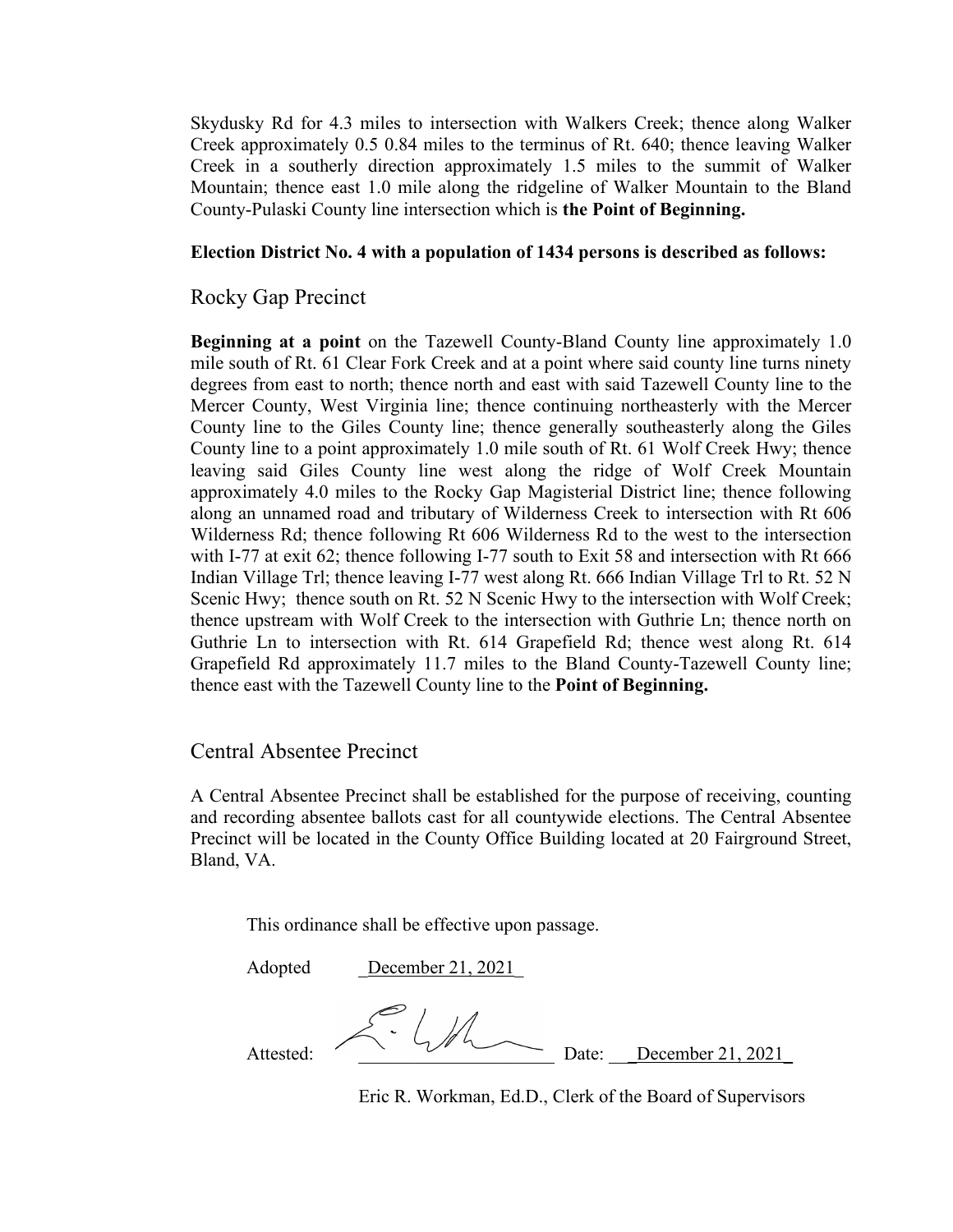Skydusky Rd for 4.3 miles to intersection with Walkers Creek; thence along Walker Creek approximately 0.5 0.84 miles to the terminus of Rt. 640; thence leaving Walker Creek in a southerly direction approximately 1.5 miles to the summit of Walker Mountain; thence east 1.0 mile along the ridgeline of Walker Mountain to the Bland County-Pulaski County line intersection which is **the Point of Beginning.**

**Election District No. 4 with a population of 1434 persons is described as follows:**

## Rocky Gap Precinct

**Beginning at a point** on the Tazewell County-Bland County line approximately 1.0 mile south of Rt. 61 Clear Fork Creek and at a point where said county line turns ninety degrees from east to north; thence north and east with said Tazewell County line to the Mercer County, West Virginia line; thence continuing northeasterly with the Mercer County line to the Giles County line; thence generally southeasterly along the Giles County line to a point approximately 1.0 mile south of Rt. 61 Wolf Creek Hwy; thence leaving said Giles County line west along the ridge of Wolf Creek Mountain approximately 4.0 miles to the Rocky Gap Magisterial District line; thence following along an unnamed road and tributary of Wilderness Creek to intersection with Rt 606 Wilderness Rd; thence following Rt 606 Wilderness Rd to the west to the intersection with I-77 at exit 62; thence following I-77 south to Exit 58 and intersection with Rt 666 Indian Village Trl; thence leaving I-77 west along Rt. 666 Indian Village Trl to Rt. 52 N Scenic Hwy; thence south on Rt. 52 N Scenic Hwy to the intersection with Wolf Creek; thence upstream with Wolf Creek to the intersection with Guthrie Ln; thence north on Guthrie Ln to intersection with Rt. 614 Grapefield Rd; thence west along Rt. 614 Grapefield Rd approximately 11.7 miles to the Bland County-Tazewell County line; thence east with the Tazewell County line to the **Point of Beginning.**

## Central Absentee Precinct

A Central Absentee Precinct shall be established for the purpose of receiving, counting and recording absentee ballots cast for all countywide elections. The Central Absentee Precinct will be located in the County Office Building located at 20 Fairground Street, Bland, VA.

This ordinance shall be effective upon passage.

Adopted December 21, 2021

Attested: ____________________ Date: December 21, 2021

Eric R. Workman, Ed.D., Clerk of the Board of Supervisors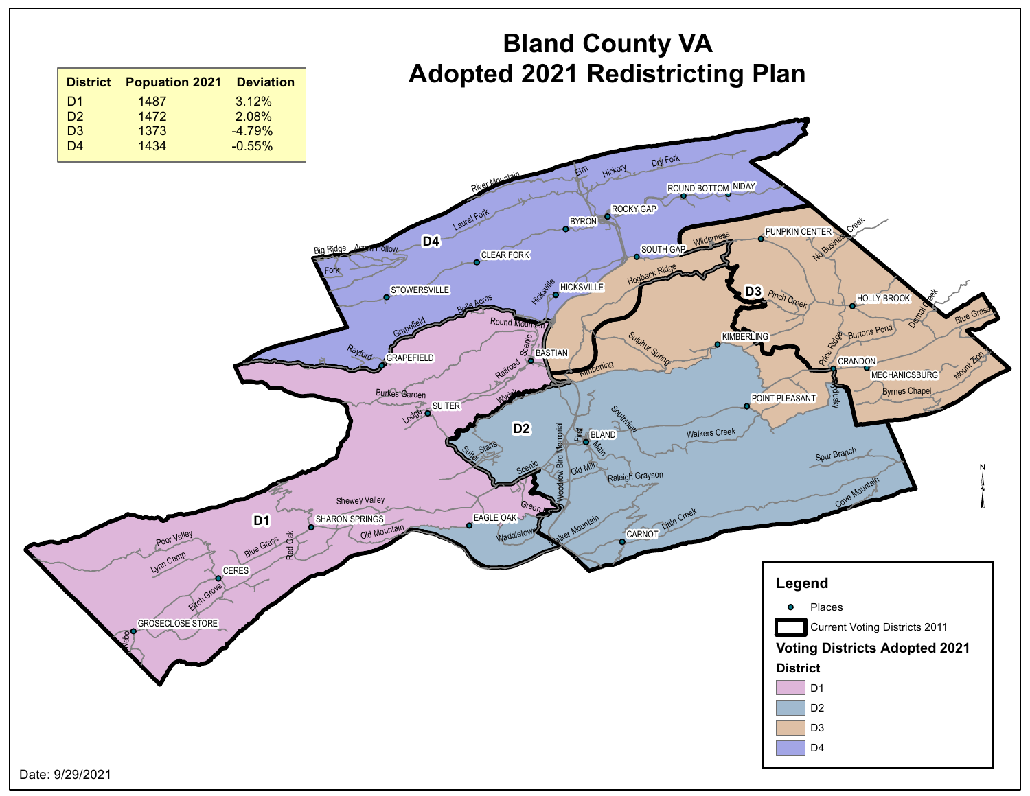# Bland County VA
# Adopted 2021 Redistricting Plan

| District | Popuation 2021 | Deviation |
|---|---|---|
| D1 | 1487 | 3.12% |
| D2 | 1472 | 2.08% |
| D3 | 1373 | -4.79% |
| D4 | 1434 | -0.55% |

D1

D2

D3

D4

ROUND BOTTOM

NIDAY

ROCKY GAP

BYRON

SOUTH GAP

PUNPKIN CENTER

CLEAR FORK

STOWERSVILLE

HICKSVILLE

HOLLY BROOK

KIMBERLING

CRANDON

MECHANICSBURG

BASTIAN

GRAPEFIELD

SUITER

POINT PLEASANT

BLAND

SHARON SPRINGS

EAGLE OAK

CARNOT

CERES

GROSECLOSE STORE

River Mountain

Elm

Hickory

Dry Fork

Laurel Fork

Big Ridge

Acorn Hollow

Fork

Wilderness

No Business Creek

Hicksville

Hogback Ridge

Pinch Creek

Dismal Creek

Blue Grass

Belle Acres

Round Mountain

Grapefield

Rayford

Scenic

Railroad

Sulphur Spring

Burtons Pond

Price Ridge

Mount Zion

Kimberling

Byrnes Chapel

Burkes Garden

Lodge

Wynak

Suiter

Stars

Scenic

Woodrow Bird Memorial

First

Main

Southview

Walkers Creek

Mcclusky

Old Mill

Raleigh Grayson

Spur Branch

Shewey Valley

Green

Old Mountain

Waddletown

Walker Mountain

Little Creek

Cove Mountain

Poor Valley

Lynn Camp

Blue Grass

Red Oak

Birch Grove

Nebo

N

## Legend

Places

Current Voting Districts 2011

### Voting Districts Adopted 2021

District

D1

D2

D3

D4

Date: 9/29/2021